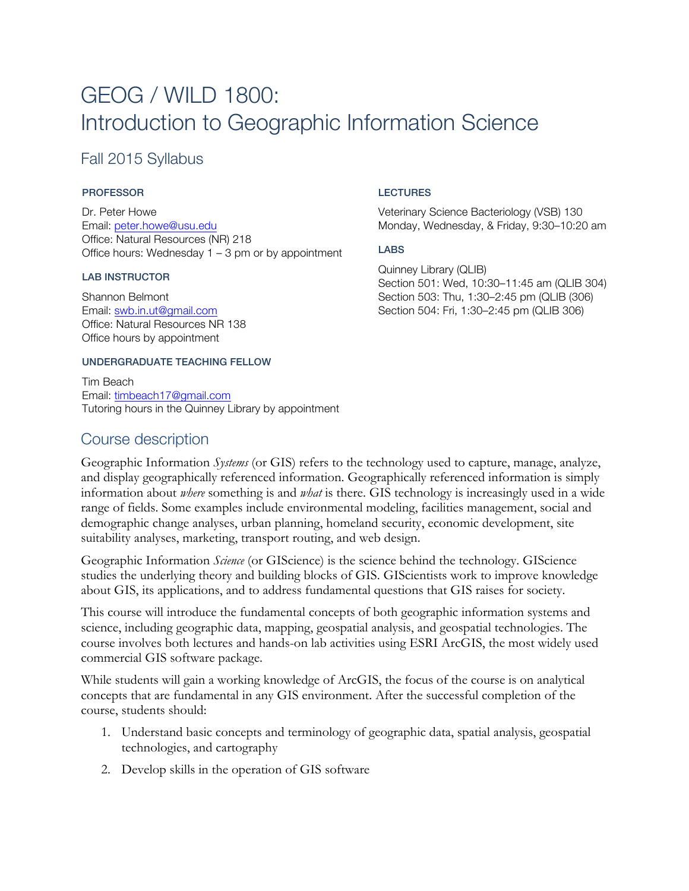# GEOG / WILD 1800: Introduction to Geographic Information Science

## Fall 2015 Syllabus

**PROFESSOR**

Dr. Peter Howe
Email: peter.howe@usu.edu
Office: Natural Resources (NR) 218
Office hours: Wednesday 1 – 3 pm or by appointment

**LAB INSTRUCTOR**

Shannon Belmont
Email: swb.in.ut@gmail.com
Office: Natural Resources NR 138
Office hours by appointment

**UNDERGRADUATE TEACHING FELLOW**

Tim Beach
Email: timbeach17@gmail.com
Tutoring hours in the Quinney Library by appointment

**LECTURES**

Veterinary Science Bacteriology (VSB) 130
Monday, Wednesday, & Friday, 9:30–10:20 am

**LABS**

Quinney Library (QLIB)
Section 501: Wed, 10:30–11:45 am (QLIB 304)
Section 503: Thu, 1:30–2:45 pm (QLIB (306)
Section 504: Fri, 1:30–2:45 pm (QLIB 306)

## Course description

Geographic Information *Systems* (or GIS) refers to the technology used to capture, manage, analyze, and display geographically referenced information. Geographically referenced information is simply information about *where* something is and *what* is there. GIS technology is increasingly used in a wide range of fields. Some examples include environmental modeling, facilities management, social and demographic change analyses, urban planning, homeland security, economic development, site suitability analyses, marketing, transport routing, and web design.

Geographic Information *Science* (or GIScience) is the science behind the technology. GIScience studies the underlying theory and building blocks of GIS. GIScientists work to improve knowledge about GIS, its applications, and to address fundamental questions that GIS raises for society.

This course will introduce the fundamental concepts of both geographic information systems and science, including geographic data, mapping, geospatial analysis, and geospatial technologies. The course involves both lectures and hands-on lab activities using ESRI ArcGIS, the most widely used commercial GIS software package.

While students will gain a working knowledge of ArcGIS, the focus of the course is on analytical concepts that are fundamental in any GIS environment. After the successful completion of the course, students should:

1. Understand basic concepts and terminology of geographic data, spatial analysis, geospatial technologies, and cartography
2. Develop skills in the operation of GIS software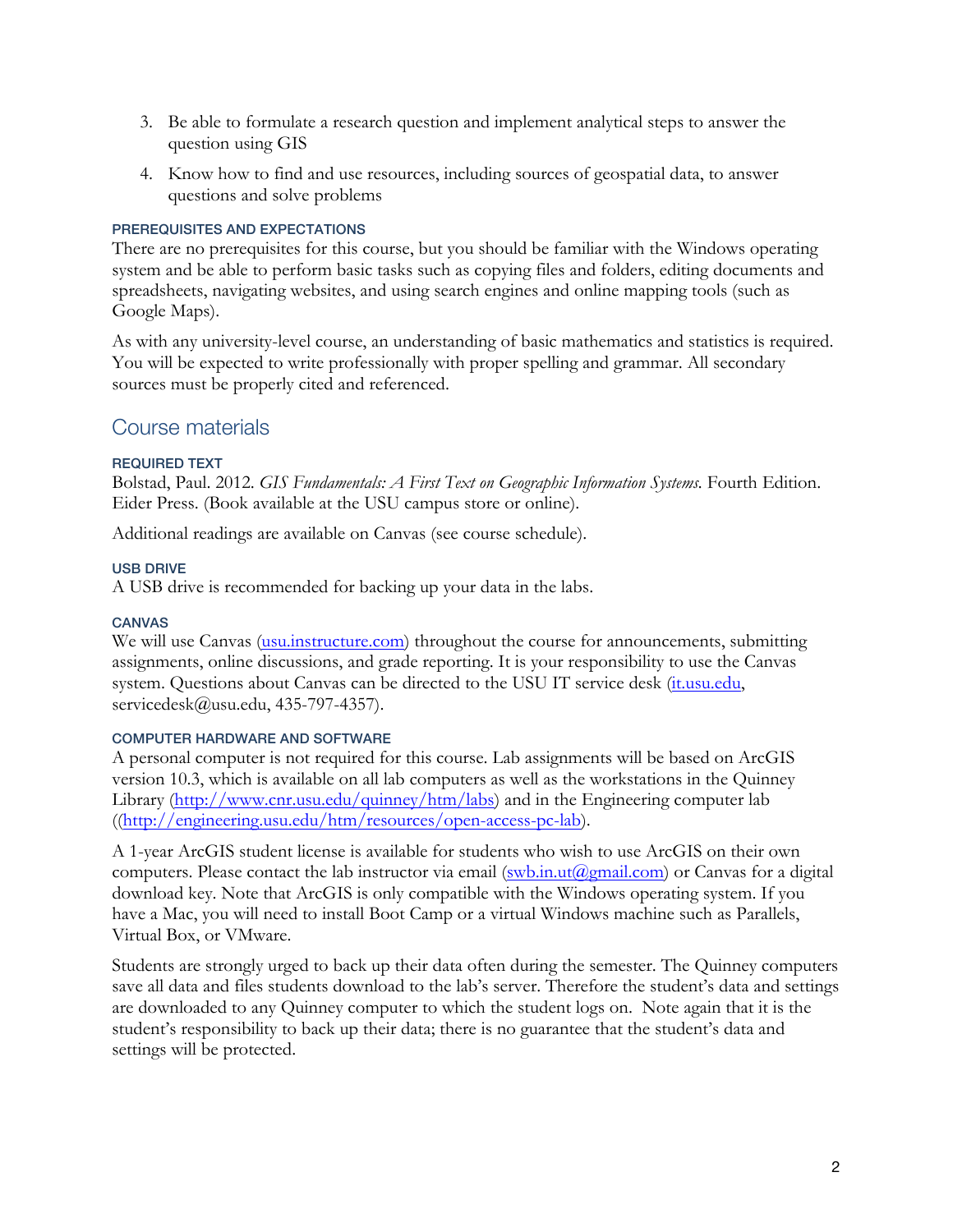3. Be able to formulate a research question and implement analytical steps to answer the question using GIS

4. Know how to find and use resources, including sources of geospatial data, to answer questions and solve problems

#### PREREQUISITES AND EXPECTATIONS

There are no prerequisites for this course, but you should be familiar with the Windows operating system and be able to perform basic tasks such as copying files and folders, editing documents and spreadsheets, navigating websites, and using search engines and online mapping tools (such as Google Maps).

As with any university-level course, an understanding of basic mathematics and statistics is required. You will be expected to write professionally with proper spelling and grammar. All secondary sources must be properly cited and referenced.

## Course materials

#### REQUIRED TEXT

Bolstad, Paul. 2012. *GIS Fundamentals: A First Text on Geographic Information Systems.* Fourth Edition. Eider Press. (Book available at the USU campus store or online).

Additional readings are available on Canvas (see course schedule).

#### USB DRIVE

A USB drive is recommended for backing up your data in the labs.

#### CANVAS

We will use Canvas (usu.instructure.com) throughout the course for announcements, submitting assignments, online discussions, and grade reporting. It is your responsibility to use the Canvas system. Questions about Canvas can be directed to the USU IT service desk (it.usu.edu, servicedesk@usu.edu, 435-797-4357).

#### COMPUTER HARDWARE AND SOFTWARE

A personal computer is not required for this course. Lab assignments will be based on ArcGIS version 10.3, which is available on all lab computers as well as the workstations in the Quinney Library (http://www.cnr.usu.edu/quinney/htm/labs) and in the Engineering computer lab ((http://engineering.usu.edu/htm/resources/open-access-pc-lab).

A 1-year ArcGIS student license is available for students who wish to use ArcGIS on their own computers. Please contact the lab instructor via email (swb.in.ut@gmail.com) or Canvas for a digital download key. Note that ArcGIS is only compatible with the Windows operating system. If you have a Mac, you will need to install Boot Camp or a virtual Windows machine such as Parallels, Virtual Box, or VMware.

Students are strongly urged to back up their data often during the semester. The Quinney computers save all data and files students download to the lab's server. Therefore the student's data and settings are downloaded to any Quinney computer to which the student logs on. Note again that it is the student's responsibility to back up their data; there is no guarantee that the student's data and settings will be protected.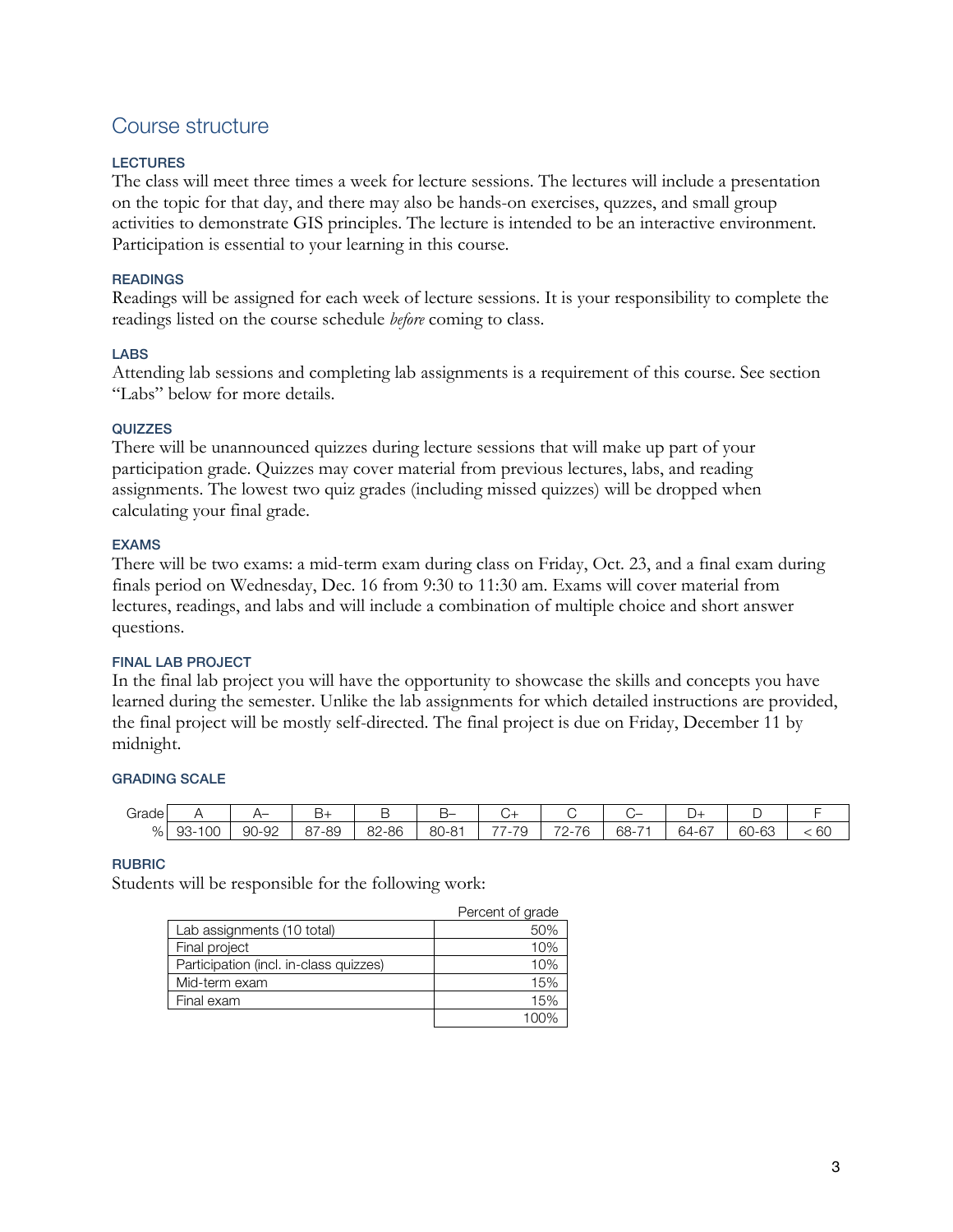## Course structure

### LECTURES

The class will meet three times a week for lecture sessions. The lectures will include a presentation on the topic for that day, and there may also be hands-on exercises, quzzes, and small group activities to demonstrate GIS principles. The lecture is intended to be an interactive environment. Participation is essential to your learning in this course.

### READINGS

Readings will be assigned for each week of lecture sessions. It is your responsibility to complete the readings listed on the course schedule *before* coming to class.

### LABS

Attending lab sessions and completing lab assignments is a requirement of this course. See section "Labs" below for more details.

### QUIZZES

There will be unannounced quizzes during lecture sessions that will make up part of your participation grade. Quizzes may cover material from previous lectures, labs, and reading assignments. The lowest two quiz grades (including missed quizzes) will be dropped when calculating your final grade.

### EXAMS

There will be two exams: a mid-term exam during class on Friday, Oct. 23, and a final exam during finals period on Wednesday, Dec. 16 from 9:30 to 11:30 am. Exams will cover material from lectures, readings, and labs and will include a combination of multiple choice and short answer questions.

### FINAL LAB PROJECT

In the final lab project you will have the opportunity to showcase the skills and concepts you have learned during the semester. Unlike the lab assignments for which detailed instructions are provided, the final project will be mostly self-directed. The final project is due on Friday, December 11 by midnight.

### GRADING SCALE

| Grade | A | A– | B+ | B | B– | C+ | C | C– | D+ | D | F |
|---|---|---|---|---|---|---|---|---|---|---|---|
| % | 93-100 | 90-92 | 87-89 | 82-86 | 80-81 | 77-79 | 72-76 | 68-71 | 64-67 | 60-63 | < 60 |

### RUBRIC

Students will be responsible for the following work:

| | Percent of grade |
|---|---|
| Lab assignments (10 total) | 50% |
| Final project | 10% |
| Participation (incl. in-class quizzes) | 10% |
| Mid-term exam | 15% |
| Final exam | 15% |
| | 100% |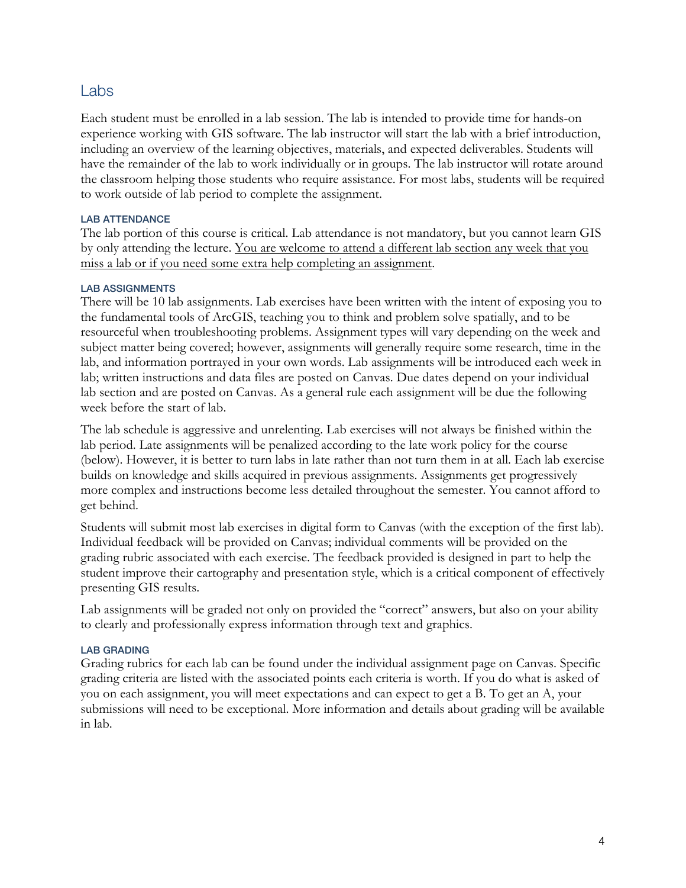## Labs

Each student must be enrolled in a lab session. The lab is intended to provide time for hands-on experience working with GIS software. The lab instructor will start the lab with a brief introduction, including an overview of the learning objectives, materials, and expected deliverables. Students will have the remainder of the lab to work individually or in groups. The lab instructor will rotate around the classroom helping those students who require assistance. For most labs, students will be required to work outside of lab period to complete the assignment.

#### LAB ATTENDANCE

The lab portion of this course is critical. Lab attendance is not mandatory, but you cannot learn GIS by only attending the lecture. <u>You are welcome to attend a different lab section any week that you miss a lab or if you need some extra help completing an assignment</u>.

#### LAB ASSIGNMENTS

There will be 10 lab assignments. Lab exercises have been written with the intent of exposing you to the fundamental tools of ArcGIS, teaching you to think and problem solve spatially, and to be resourceful when troubleshooting problems. Assignment types will vary depending on the week and subject matter being covered; however, assignments will generally require some research, time in the lab, and information portrayed in your own words. Lab assignments will be introduced each week in lab; written instructions and data files are posted on Canvas. Due dates depend on your individual lab section and are posted on Canvas. As a general rule each assignment will be due the following week before the start of lab.

The lab schedule is aggressive and unrelenting. Lab exercises will not always be finished within the lab period. Late assignments will be penalized according to the late work policy for the course (below). However, it is better to turn labs in late rather than not turn them in at all. Each lab exercise builds on knowledge and skills acquired in previous assignments. Assignments get progressively more complex and instructions become less detailed throughout the semester. You cannot afford to get behind.

Students will submit most lab exercises in digital form to Canvas (with the exception of the first lab). Individual feedback will be provided on Canvas; individual comments will be provided on the grading rubric associated with each exercise. The feedback provided is designed in part to help the student improve their cartography and presentation style, which is a critical component of effectively presenting GIS results.

Lab assignments will be graded not only on provided the "correct" answers, but also on your ability to clearly and professionally express information through text and graphics.

#### LAB GRADING

Grading rubrics for each lab can be found under the individual assignment page on Canvas. Specific grading criteria are listed with the associated points each criteria is worth. If you do what is asked of you on each assignment, you will meet expectations and can expect to get a B. To get an A, your submissions will need to be exceptional. More information and details about grading will be available in lab.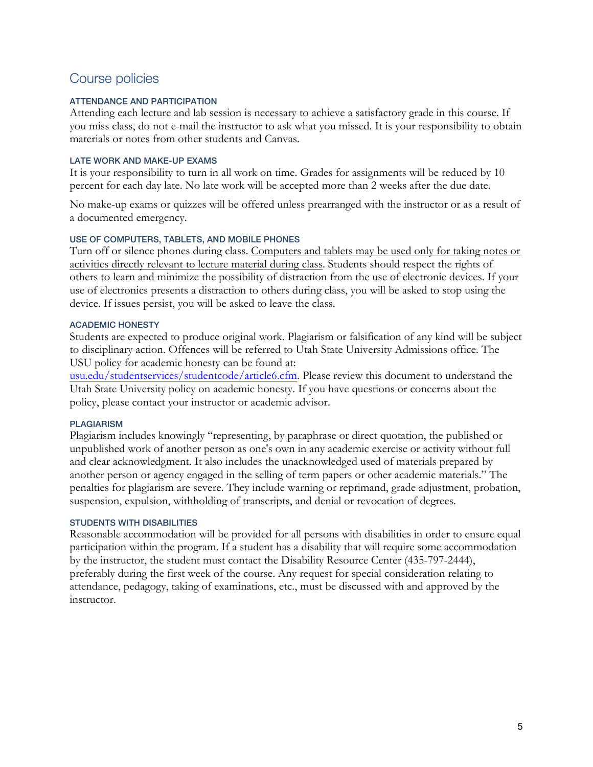## Course policies

### ATTENDANCE AND PARTICIPATION

Attending each lecture and lab session is necessary to achieve a satisfactory grade in this course. If you miss class, do not e-mail the instructor to ask what you missed. It is your responsibility to obtain materials or notes from other students and Canvas.

### LATE WORK AND MAKE-UP EXAMS

It is your responsibility to turn in all work on time. Grades for assignments will be reduced by 10 percent for each day late. No late work will be accepted more than 2 weeks after the due date.

No make-up exams or quizzes will be offered unless prearranged with the instructor or as a result of a documented emergency.

### USE OF COMPUTERS, TABLETS, AND MOBILE PHONES

Turn off or silence phones during class. <u>Computers and tablets may be used only for taking notes or activities directly relevant to lecture material during class</u>. Students should respect the rights of others to learn and minimize the possibility of distraction from the use of electronic devices. If your use of electronics presents a distraction to others during class, you will be asked to stop using the device. If issues persist, you will be asked to leave the class.

### ACADEMIC HONESTY

Students are expected to produce original work. Plagiarism or falsification of any kind will be subject to disciplinary action. Offences will be referred to Utah State University Admissions office. The USU policy for academic honesty can be found at: [usu.edu/studentservices/studentcode/article6.cfm](usu.edu/studentservices/studentcode/article6.cfm). Please review this document to understand the Utah State University policy on academic honesty. If you have questions or concerns about the policy, please contact your instructor or academic advisor.

### PLAGIARISM

Plagiarism includes knowingly "representing, by paraphrase or direct quotation, the published or unpublished work of another person as one's own in any academic exercise or activity without full and clear acknowledgment. It also includes the unacknowledged used of materials prepared by another person or agency engaged in the selling of term papers or other academic materials." The penalties for plagiarism are severe. They include warning or reprimand, grade adjustment, probation, suspension, expulsion, withholding of transcripts, and denial or revocation of degrees.

### STUDENTS WITH DISABILITIES

Reasonable accommodation will be provided for all persons with disabilities in order to ensure equal participation within the program. If a student has a disability that will require some accommodation by the instructor, the student must contact the Disability Resource Center (435-797-2444), preferably during the first week of the course. Any request for special consideration relating to attendance, pedagogy, taking of examinations, etc., must be discussed with and approved by the instructor.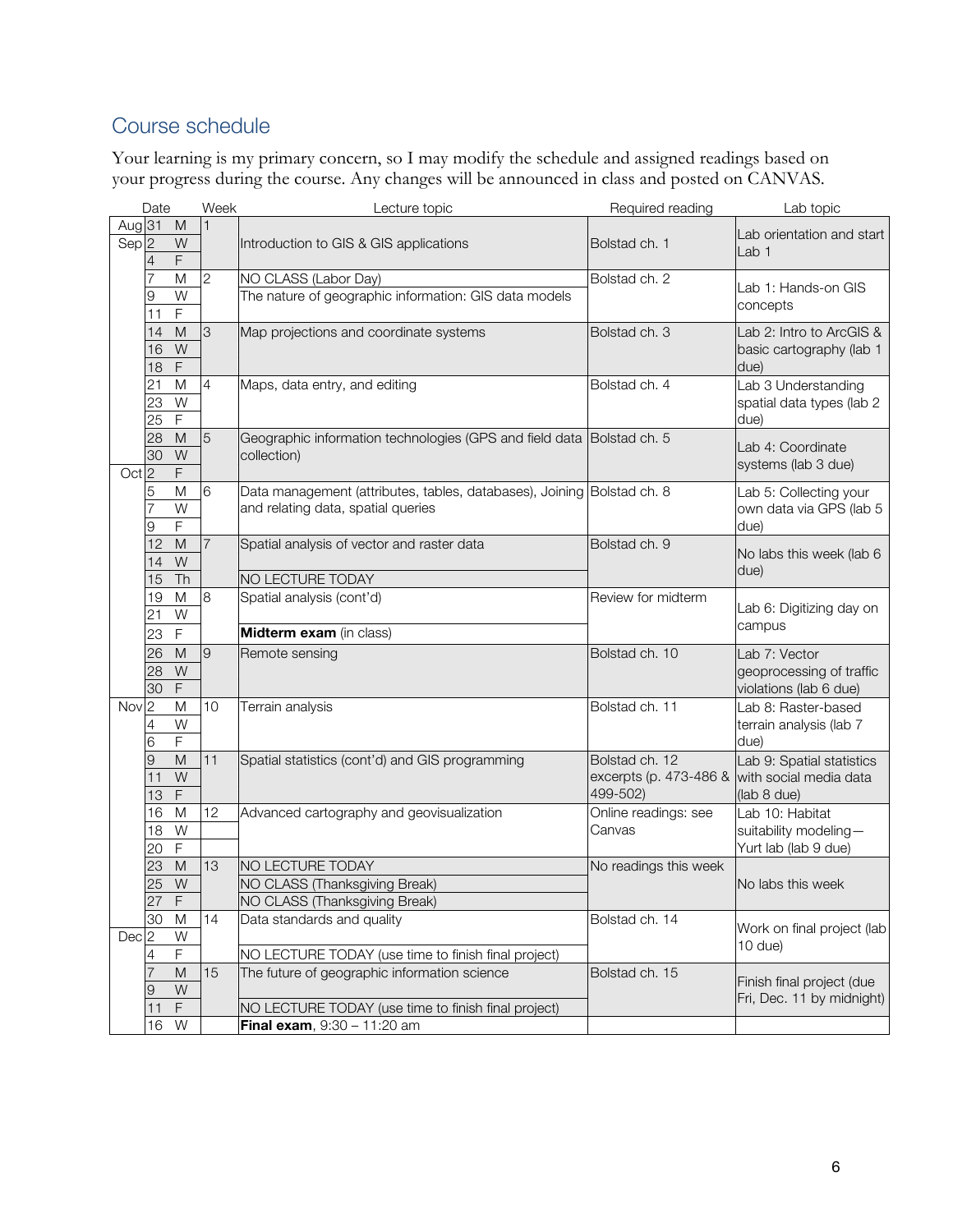## Course schedule

Your learning is my primary concern, so I may modify the schedule and assigned readings based on your progress during the course. Any changes will be announced in class and posted on CANVAS.

| Date | | | Week | Lecture topic | Required reading | Lab topic |
|---|---|---|---|---|---|---|
| Aug | 31 | M | 1 | Introduction to GIS & GIS applications | Bolstad ch. 1 | Lab orientation and start Lab 1 |
| Sep | 2 | W | | | | |
| | 4 | F | | | | |
| | 7 | M | 2 | NO CLASS (Labor Day) | Bolstad ch. 2 | Lab 1: Hands-on GIS concepts |
| | 9 | W | | The nature of geographic information: GIS data models | | |
| | 11 | F | | | | |
| | 14 | M | 3 | Map projections and coordinate systems | Bolstad ch. 3 | Lab 2: Intro to ArcGIS & basic cartography (lab 1 due) |
| | 16 | W | | | | |
| | 18 | F | | | | |
| | 21 | M | 4 | Maps, data entry, and editing | Bolstad ch. 4 | Lab 3 Understanding spatial data types (lab 2 due) |
| | 23 | W | | | | |
| | 25 | F | | | | |
| | 28 | M | 5 | Geographic information technologies (GPS and field data collection) | Bolstad ch. 5 | Lab 4: Coordinate systems (lab 3 due) |
| | 30 | W | | | | |
| Oct | 2 | F | | | | |
| | 5 | M | 6 | Data management (attributes, tables, databases), Joining and relating data, spatial queries | Bolstad ch. 8 | Lab 5: Collecting your own data via GPS (lab 5 due) |
| | 7 | W | | | | |
| | 9 | F | | | | |
| | 12 | M | 7 | Spatial analysis of vector and raster data | Bolstad ch. 9 | No labs this week (lab 6 due) |
| | 14 | W | | | | |
| | 15 | Th | | NO LECTURE TODAY | | |
| | 19 | M | 8 | Spatial analysis (cont'd) | Review for midterm | Lab 6: Digitizing day on campus |
| | 21 | W | | | | |
| | 23 | F | | **Midterm exam** (in class) | | |
| | 26 | M | 9 | Remote sensing | Bolstad ch. 10 | Lab 7: Vector geoprocessing of traffic violations (lab 6 due) |
| | 28 | W | | | | |
| | 30 | F | | | | |
| Nov | 2 | M | 10 | Terrain analysis | Bolstad ch. 11 | Lab 8: Raster-based terrain analysis (lab 7 due) |
| | 4 | W | | | | |
| | 6 | F | | | | |
| | 9 | M | 11 | Spatial statistics (cont'd) and GIS programming | Bolstad ch. 12 excerpts (p. 473-486 & 499-502) | Lab 9: Spatial statistics with social media data (lab 8 due) |
| | 11 | W | | | | |
| | 13 | F | | | | |
| | 16 | M | 12 | Advanced cartography and geovisualization | Online readings: see Canvas | Lab 10: Habitat suitability modeling—Yurt lab (lab 9 due) |
| | 18 | W | | | | |
| | 20 | F | | | | |
| | 23 | M | 13 | NO LECTURE TODAY | No readings this week | No labs this week |
| | 25 | W | | NO CLASS (Thanksgiving Break) | | |
| | 27 | F | | NO CLASS (Thanksgiving Break) | | |
| | 30 | M | 14 | Data standards and quality | Bolstad ch. 14 | Work on final project (lab 10 due) |
| Dec | 2 | W | | | | |
| | 4 | F | | NO LECTURE TODAY (use time to finish final project) | | |
| | 7 | M | 15 | The future of geographic information science | Bolstad ch. 15 | Finish final project (due Fri, Dec. 11 by midnight) |
| | 9 | W | | | | |
| | 11 | F | | NO LECTURE TODAY (use time to finish final project) | | |
| | 16 | W | | **Final exam**, 9:30 – 11:20 am | | |